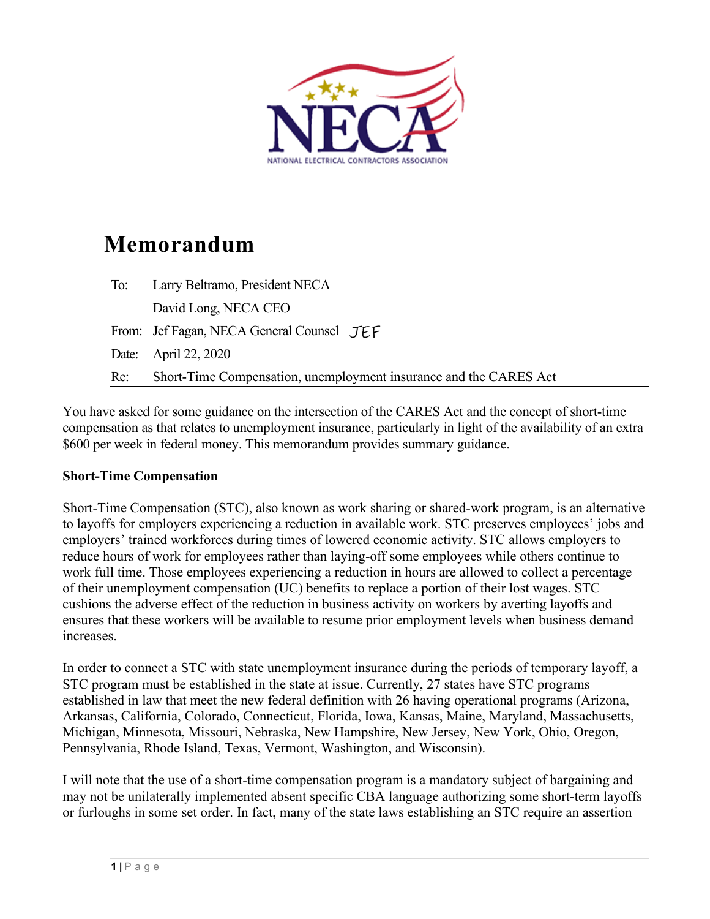NATIONAL ELECTRICAL CONTRACTORS ASSOCIATION

# Memorandum

| | |
|---|---|
| To: | Larry Beltramo, President NECA |
| | David Long, NECA CEO |
| From: | Jef Fagan, NECA General Counsel JEF |
| Date: | April 22, 2020 |
| Re: | Short-Time Compensation, unemployment insurance and the CARES Act |

You have asked for some guidance on the intersection of the CARES Act and the concept of short-time compensation as that relates to unemployment insurance, particularly in light of the availability of an extra $600 per week in federal money. This memorandum provides summary guidance.

**Short-Time Compensation**

Short-Time Compensation (STC), also known as work sharing or shared-work program, is an alternative to layoffs for employers experiencing a reduction in available work. STC preserves employees' jobs and employers' trained workforces during times of lowered economic activity. STC allows employers to reduce hours of work for employees rather than laying-off some employees while others continue to work full time. Those employees experiencing a reduction in hours are allowed to collect a percentage of their unemployment compensation (UC) benefits to replace a portion of their lost wages. STC cushions the adverse effect of the reduction in business activity on workers by averting layoffs and ensures that these workers will be available to resume prior employment levels when business demand increases.

In order to connect a STC with state unemployment insurance during the periods of temporary layoff, a STC program must be established in the state at issue. Currently, 27 states have STC programs established in law that meet the new federal definition with 26 having operational programs (Arizona, Arkansas, California, Colorado, Connecticut, Florida, Iowa, Kansas, Maine, Maryland, Massachusetts, Michigan, Minnesota, Missouri, Nebraska, New Hampshire, New Jersey, New York, Ohio, Oregon, Pennsylvania, Rhode Island, Texas, Vermont, Washington, and Wisconsin).

I will note that the use of a short-time compensation program is a mandatory subject of bargaining and may not be unilaterally implemented absent specific CBA language authorizing some short-term layoffs or furloughs in some set order. In fact, many of the state laws establishing an STC require an assertion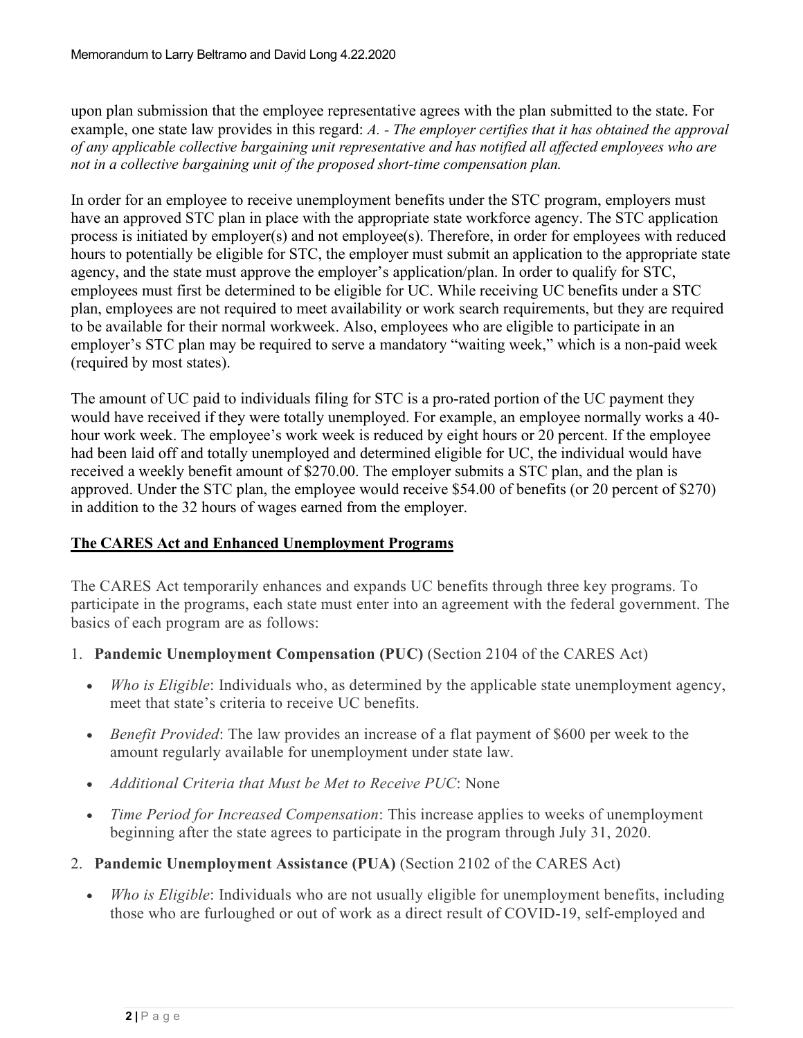upon plan submission that the employee representative agrees with the plan submitted to the state. For example, one state law provides in this regard: *A. - The employer certifies that it has obtained the approval of any applicable collective bargaining unit representative and has notified all affected employees who are not in a collective bargaining unit of the proposed short-time compensation plan.*

In order for an employee to receive unemployment benefits under the STC program, employers must have an approved STC plan in place with the appropriate state workforce agency. The STC application process is initiated by employer(s) and not employee(s). Therefore, in order for employees with reduced hours to potentially be eligible for STC, the employer must submit an application to the appropriate state agency, and the state must approve the employer's application/plan. In order to qualify for STC, employees must first be determined to be eligible for UC. While receiving UC benefits under a STC plan, employees are not required to meet availability or work search requirements, but they are required to be available for their normal workweek. Also, employees who are eligible to participate in an employer's STC plan may be required to serve a mandatory "waiting week," which is a non-paid week (required by most states).

The amount of UC paid to individuals filing for STC is a pro-rated portion of the UC payment they would have received if they were totally unemployed. For example, an employee normally works a 40-hour work week. The employee's work week is reduced by eight hours or 20 percent. If the employee had been laid off and totally unemployed and determined eligible for UC, the individual would have received a weekly benefit amount of $270.00. The employer submits a STC plan, and the plan is approved. Under the STC plan, the employee would receive $54.00 of benefits (or 20 percent of $270) in addition to the 32 hours of wages earned from the employer.

## **The CARES Act and Enhanced Unemployment Programs**

The CARES Act temporarily enhances and expands UC benefits through three key programs. To participate in the programs, each state must enter into an agreement with the federal government. The basics of each program are as follows:

1. **Pandemic Unemployment Compensation (PUC)** (Section 2104 of the CARES Act)
   - *Who is Eligible*: Individuals who, as determined by the applicable state unemployment agency, meet that state's criteria to receive UC benefits.
   - *Benefit Provided*: The law provides an increase of a flat payment of $600 per week to the amount regularly available for unemployment under state law.
   - *Additional Criteria that Must be Met to Receive PUC*: None
   - *Time Period for Increased Compensation*: This increase applies to weeks of unemployment beginning after the state agrees to participate in the program through July 31, 2020.
2. **Pandemic Unemployment Assistance (PUA)** (Section 2102 of the CARES Act)
   - *Who is Eligible*: Individuals who are not usually eligible for unemployment benefits, including those who are furloughed or out of work as a direct result of COVID-19, self-employed and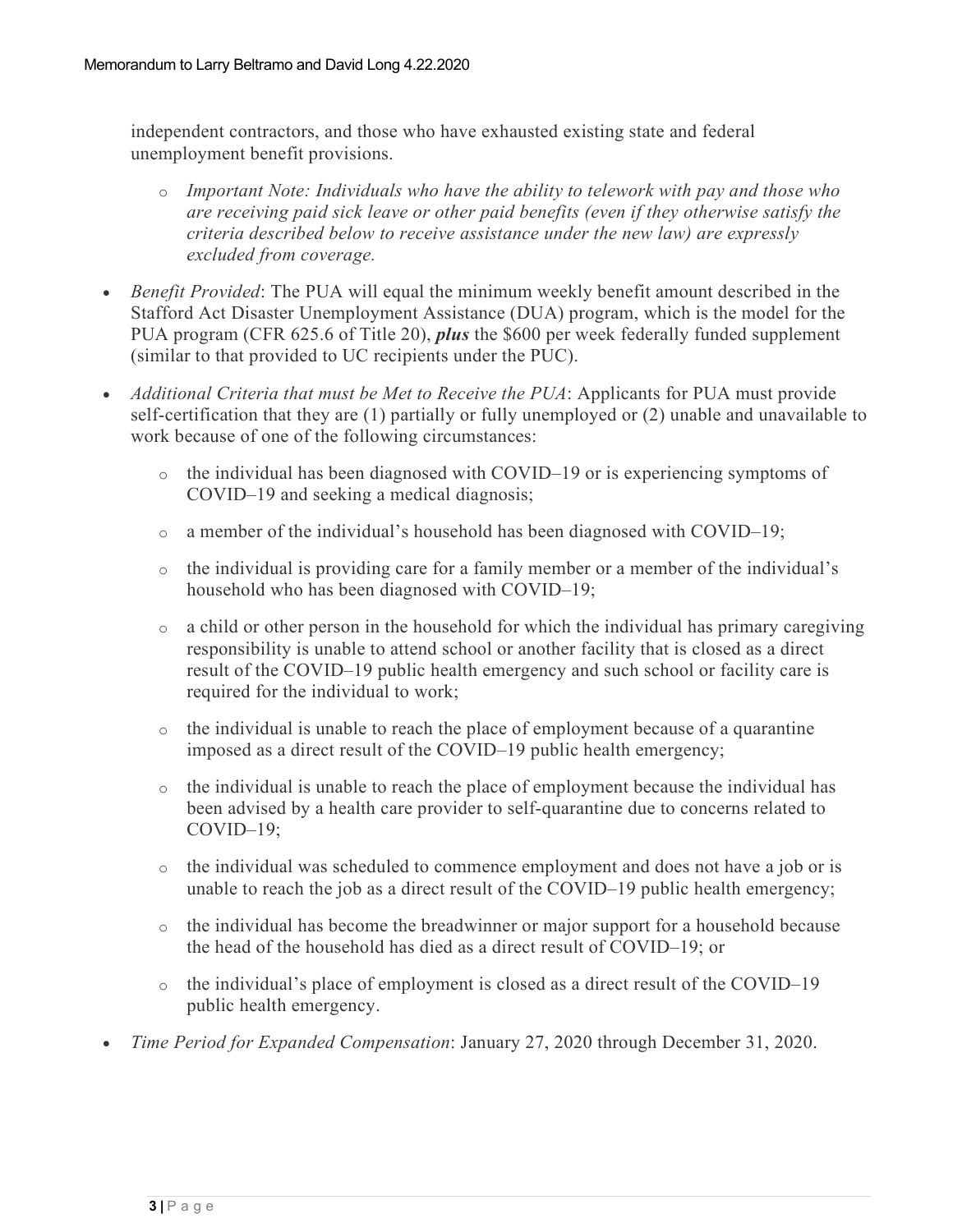independent contractors, and those who have exhausted existing state and federal unemployment benefit provisions.

  - *Important Note: Individuals who have the ability to telework with pay and those who are receiving paid sick leave or other paid benefits (even if they otherwise satisfy the criteria described below to receive assistance under the new law) are expressly excluded from coverage.*

- *Benefit Provided*: The PUA will equal the minimum weekly benefit amount described in the Stafford Act Disaster Unemployment Assistance (DUA) program, which is the model for the PUA program (CFR 625.6 of Title 20), ***plus*** the $600 per week federally funded supplement (similar to that provided to UC recipients under the PUC).

- *Additional Criteria that must be Met to Receive the PUA*: Applicants for PUA must provide self-certification that they are (1) partially or fully unemployed or (2) unable and unavailable to work because of one of the following circumstances:

  - the individual has been diagnosed with COVID–19 or is experiencing symptoms of COVID–19 and seeking a medical diagnosis;
  - a member of the individual's household has been diagnosed with COVID–19;
  - the individual is providing care for a family member or a member of the individual's household who has been diagnosed with COVID–19;
  - a child or other person in the household for which the individual has primary caregiving responsibility is unable to attend school or another facility that is closed as a direct result of the COVID–19 public health emergency and such school or facility care is required for the individual to work;
  - the individual is unable to reach the place of employment because of a quarantine imposed as a direct result of the COVID–19 public health emergency;
  - the individual is unable to reach the place of employment because the individual has been advised by a health care provider to self-quarantine due to concerns related to COVID–19;
  - the individual was scheduled to commence employment and does not have a job or is unable to reach the job as a direct result of the COVID–19 public health emergency;
  - the individual has become the breadwinner or major support for a household because the head of the household has died as a direct result of COVID–19; or
  - the individual's place of employment is closed as a direct result of the COVID–19 public health emergency.

- *Time Period for Expanded Compensation*: January 27, 2020 through December 31, 2020.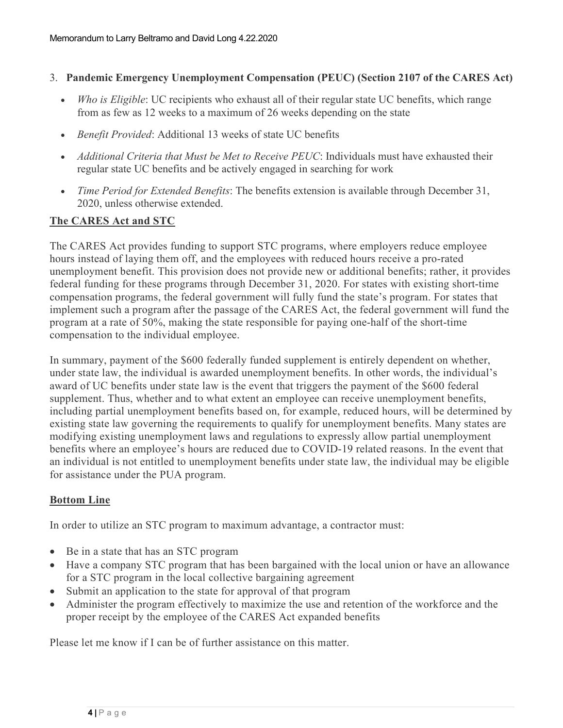3. **Pandemic Emergency Unemployment Compensation (PEUC) (Section 2107 of the CARES Act)**

   - *Who is Eligible*: UC recipients who exhaust all of their regular state UC benefits, which range from as few as 12 weeks to a maximum of 26 weeks depending on the state
   - *Benefit Provided*: Additional 13 weeks of state UC benefits
   - *Additional Criteria that Must be Met to Receive PEUC*: Individuals must have exhausted their regular state UC benefits and be actively engaged in searching for work
   - *Time Period for Extended Benefits*: The benefits extension is available through December 31, 2020, unless otherwise extended.

**The CARES Act and STC**

The CARES Act provides funding to support STC programs, where employers reduce employee hours instead of laying them off, and the employees with reduced hours receive a pro-rated unemployment benefit. This provision does not provide new or additional benefits; rather, it provides federal funding for these programs through December 31, 2020. For states with existing short-time compensation programs, the federal government will fully fund the state's program. For states that implement such a program after the passage of the CARES Act, the federal government will fund the program at a rate of 50%, making the state responsible for paying one-half of the short-time compensation to the individual employee.

In summary, payment of the $600 federally funded supplement is entirely dependent on whether, under state law, the individual is awarded unemployment benefits. In other words, the individual's award of UC benefits under state law is the event that triggers the payment of the $600 federal supplement. Thus, whether and to what extent an employee can receive unemployment benefits, including partial unemployment benefits based on, for example, reduced hours, will be determined by existing state law governing the requirements to qualify for unemployment benefits. Many states are modifying existing unemployment laws and regulations to expressly allow partial unemployment benefits where an employee's hours are reduced due to COVID-19 related reasons. In the event that an individual is not entitled to unemployment benefits under state law, the individual may be eligible for assistance under the PUA program.

**Bottom Line**

In order to utilize an STC program to maximum advantage, a contractor must:

- Be in a state that has an STC program
- Have a company STC program that has been bargained with the local union or have an allowance for a STC program in the local collective bargaining agreement
- Submit an application to the state for approval of that program
- Administer the program effectively to maximize the use and retention of the workforce and the proper receipt by the employee of the CARES Act expanded benefits

Please let me know if I can be of further assistance on this matter.